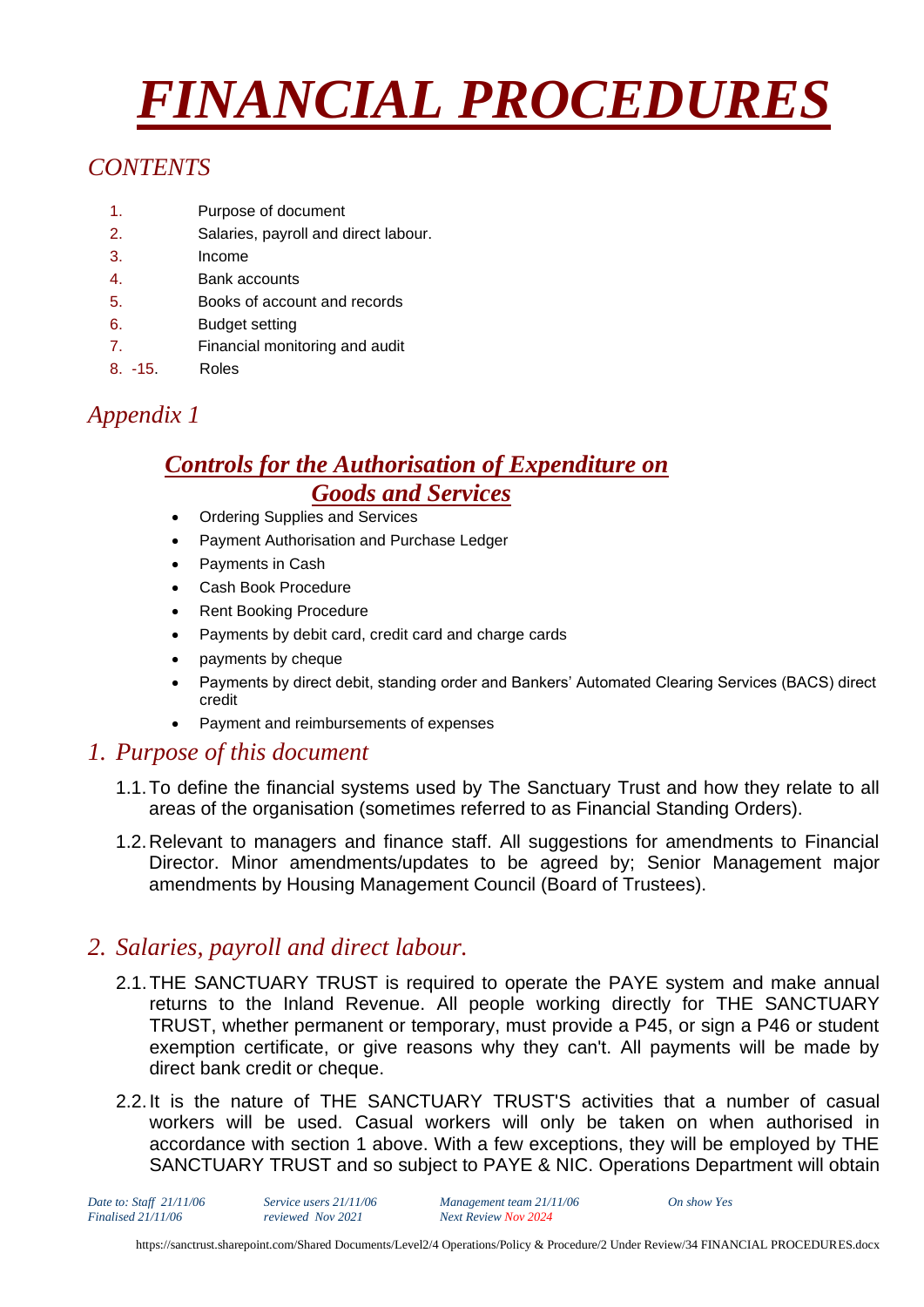# *FINANCIAL PROCEDURES*

## *CONTENTS*

1. Purpose of document
2. Salaries, payroll and direct labour.
3. Income
4. Bank accounts
5. Books of account and records
6. Budget setting
7. Financial monitoring and audit

8. -15. Roles

## *Appendix 1*

### ***Controls for the Authorisation of Expenditure on Goods and Services***

- Ordering Supplies and Services
- Payment Authorisation and Purchase Ledger
- Payments in Cash
- Cash Book Procedure
- Rent Booking Procedure
- Payments by debit card, credit card and charge cards
- payments by cheque
- Payments by direct debit, standing order and Bankers' Automated Clearing Services (BACS) direct credit
- Payment and reimbursements of expenses

## *1. Purpose of this document*

1.1. To define the financial systems used by The Sanctuary Trust and how they relate to all areas of the organisation (sometimes referred to as Financial Standing Orders).

1.2. Relevant to managers and finance staff. All suggestions for amendments to Financial Director. Minor amendments/updates to be agreed by; Senior Management major amendments by Housing Management Council (Board of Trustees).

## *2. Salaries, payroll and direct labour.*

2.1. THE SANCTUARY TRUST is required to operate the PAYE system and make annual returns to the Inland Revenue. All people working directly for THE SANCTUARY TRUST, whether permanent or temporary, must provide a P45, or sign a P46 or student exemption certificate, or give reasons why they can't. All payments will be made by direct bank credit or cheque.

2.2. It is the nature of THE SANCTUARY TRUST'S activities that a number of casual workers will be used. Casual workers will only be taken on when authorised in accordance with section 1 above. With a few exceptions, they will be employed by THE SANCTUARY TRUST and so subject to PAYE & NIC. Operations Department will obtain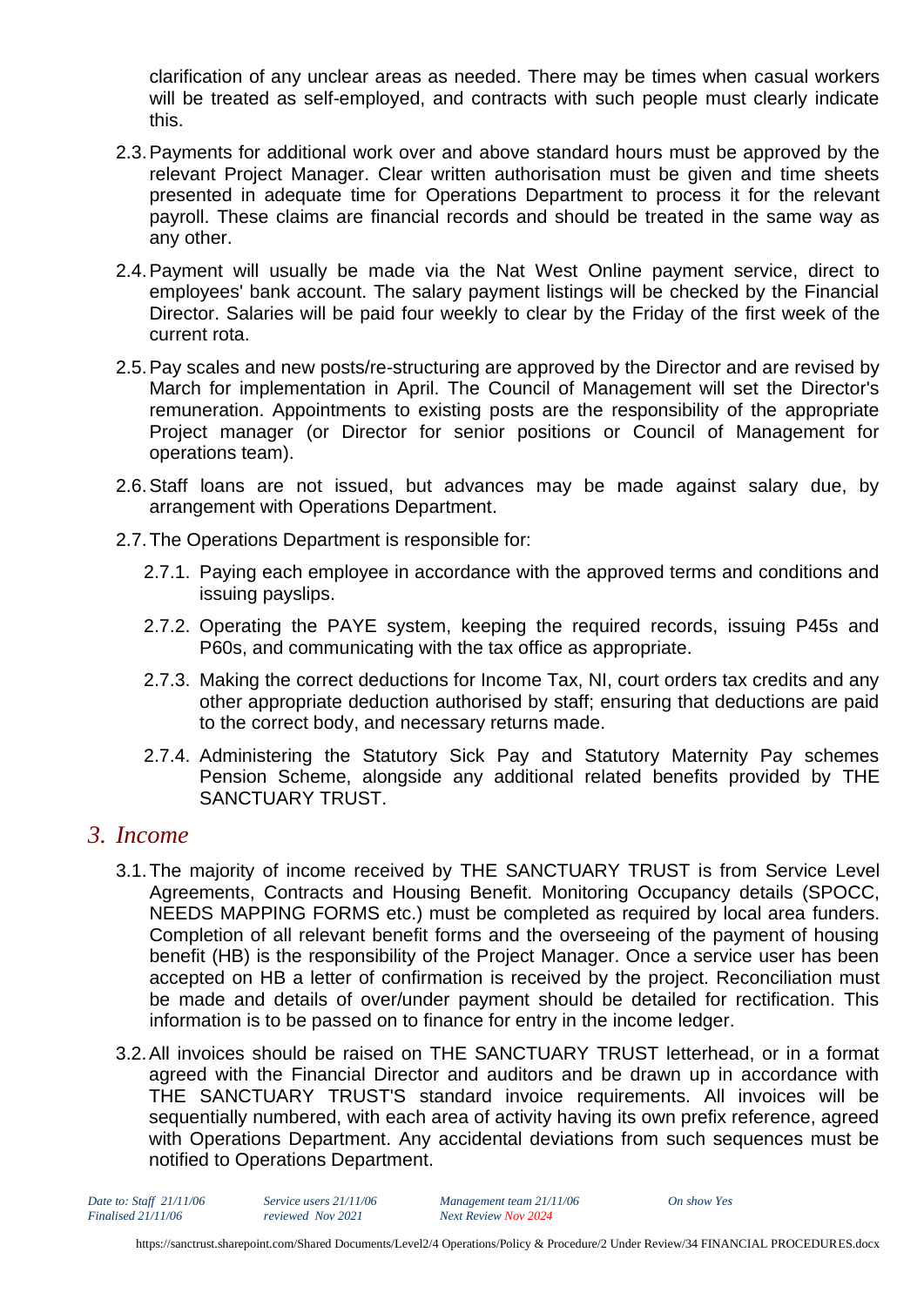clarification of any unclear areas as needed. There may be times when casual workers will be treated as self-employed, and contracts with such people must clearly indicate this.

2.3. Payments for additional work over and above standard hours must be approved by the relevant Project Manager. Clear written authorisation must be given and time sheets presented in adequate time for Operations Department to process it for the relevant payroll. These claims are financial records and should be treated in the same way as any other.

2.4. Payment will usually be made via the Nat West Online payment service, direct to employees' bank account. The salary payment listings will be checked by the Financial Director. Salaries will be paid four weekly to clear by the Friday of the first week of the current rota.

2.5. Pay scales and new posts/re-structuring are approved by the Director and are revised by March for implementation in April. The Council of Management will set the Director's remuneration. Appointments to existing posts are the responsibility of the appropriate Project manager (or Director for senior positions or Council of Management for operations team).

2.6. Staff loans are not issued, but advances may be made against salary due, by arrangement with Operations Department.

2.7. The Operations Department is responsible for:

2.7.1. Paying each employee in accordance with the approved terms and conditions and issuing payslips.

2.7.2. Operating the PAYE system, keeping the required records, issuing P45s and P60s, and communicating with the tax office as appropriate.

2.7.3. Making the correct deductions for Income Tax, NI, court orders tax credits and any other appropriate deduction authorised by staff; ensuring that deductions are paid to the correct body, and necessary returns made.

2.7.4. Administering the Statutory Sick Pay and Statutory Maternity Pay schemes Pension Scheme, alongside any additional related benefits provided by THE SANCTUARY TRUST.

## *3. Income*

3.1. The majority of income received by THE SANCTUARY TRUST is from Service Level Agreements, Contracts and Housing Benefit. Monitoring Occupancy details (SPOCC, NEEDS MAPPING FORMS etc.) must be completed as required by local area funders. Completion of all relevant benefit forms and the overseeing of the payment of housing benefit (HB) is the responsibility of the Project Manager. Once a service user has been accepted on HB a letter of confirmation is received by the project. Reconciliation must be made and details of over/under payment should be detailed for rectification. This information is to be passed on to finance for entry in the income ledger.

3.2. All invoices should be raised on THE SANCTUARY TRUST letterhead, or in a format agreed with the Financial Director and auditors and be drawn up in accordance with THE SANCTUARY TRUST'S standard invoice requirements. All invoices will be sequentially numbered, with each area of activity having its own prefix reference, agreed with Operations Department. Any accidental deviations from such sequences must be notified to Operations Department.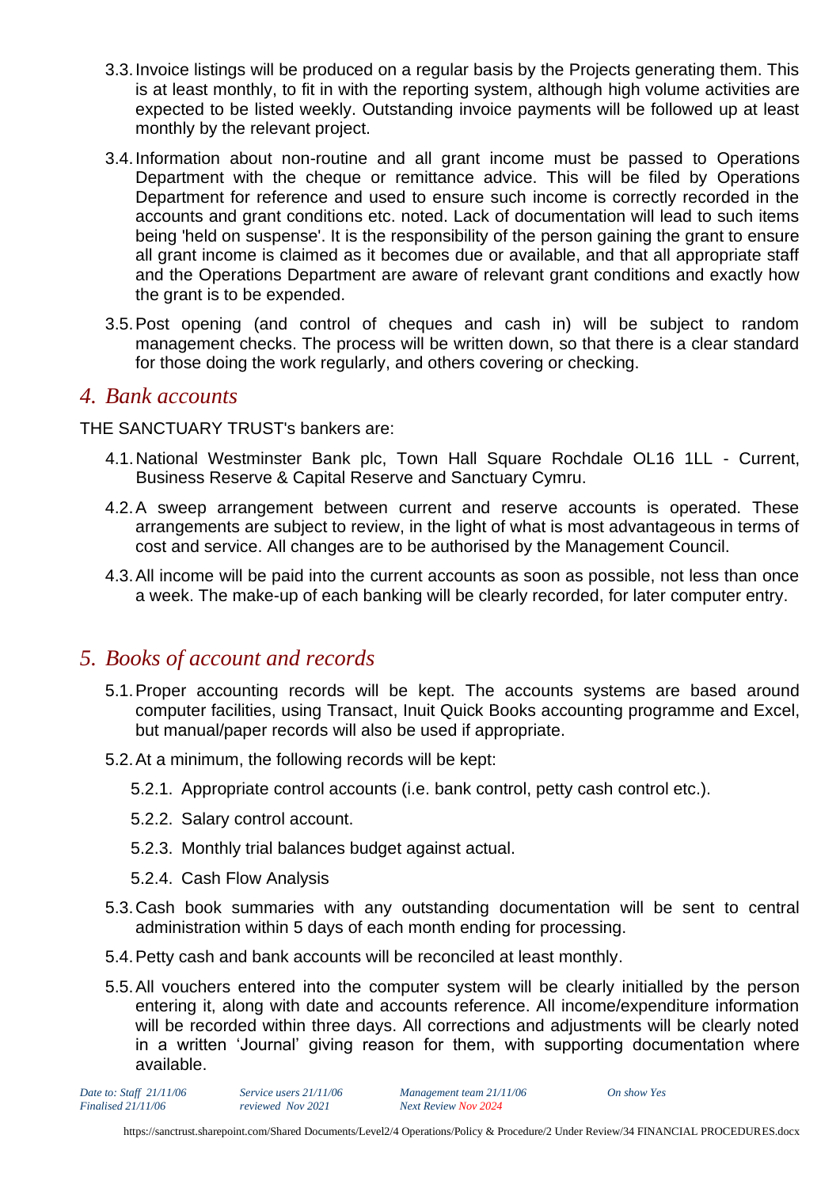3.3. Invoice listings will be produced on a regular basis by the Projects generating them. This is at least monthly, to fit in with the reporting system, although high volume activities are expected to be listed weekly. Outstanding invoice payments will be followed up at least monthly by the relevant project.

3.4. Information about non-routine and all grant income must be passed to Operations Department with the cheque or remittance advice. This will be filed by Operations Department for reference and used to ensure such income is correctly recorded in the accounts and grant conditions etc. noted. Lack of documentation will lead to such items being 'held on suspense'. It is the responsibility of the person gaining the grant to ensure all grant income is claimed as it becomes due or available, and that all appropriate staff and the Operations Department are aware of relevant grant conditions and exactly how the grant is to be expended.

3.5. Post opening (and control of cheques and cash in) will be subject to random management checks. The process will be written down, so that there is a clear standard for those doing the work regularly, and others covering or checking.

## *4. Bank accounts*

THE SANCTUARY TRUST's bankers are:

4.1. National Westminster Bank plc, Town Hall Square Rochdale OL16 1LL - Current, Business Reserve & Capital Reserve and Sanctuary Cymru.

4.2. A sweep arrangement between current and reserve accounts is operated. These arrangements are subject to review, in the light of what is most advantageous in terms of cost and service. All changes are to be authorised by the Management Council.

4.3. All income will be paid into the current accounts as soon as possible, not less than once a week. The make-up of each banking will be clearly recorded, for later computer entry.

## *5. Books of account and records*

5.1. Proper accounting records will be kept. The accounts systems are based around computer facilities, using Transact, Inuit Quick Books accounting programme and Excel, but manual/paper records will also be used if appropriate.

5.2. At a minimum, the following records will be kept:

   5.2.1. Appropriate control accounts (i.e. bank control, petty cash control etc.).

   5.2.2. Salary control account.

   5.2.3. Monthly trial balances budget against actual.

   5.2.4. Cash Flow Analysis

5.3. Cash book summaries with any outstanding documentation will be sent to central administration within 5 days of each month ending for processing.

5.4. Petty cash and bank accounts will be reconciled at least monthly.

5.5. All vouchers entered into the computer system will be clearly initialled by the person entering it, along with date and accounts reference. All income/expenditure information will be recorded within three days. All corrections and adjustments will be clearly noted in a written 'Journal' giving reason for them, with supporting documentation where available.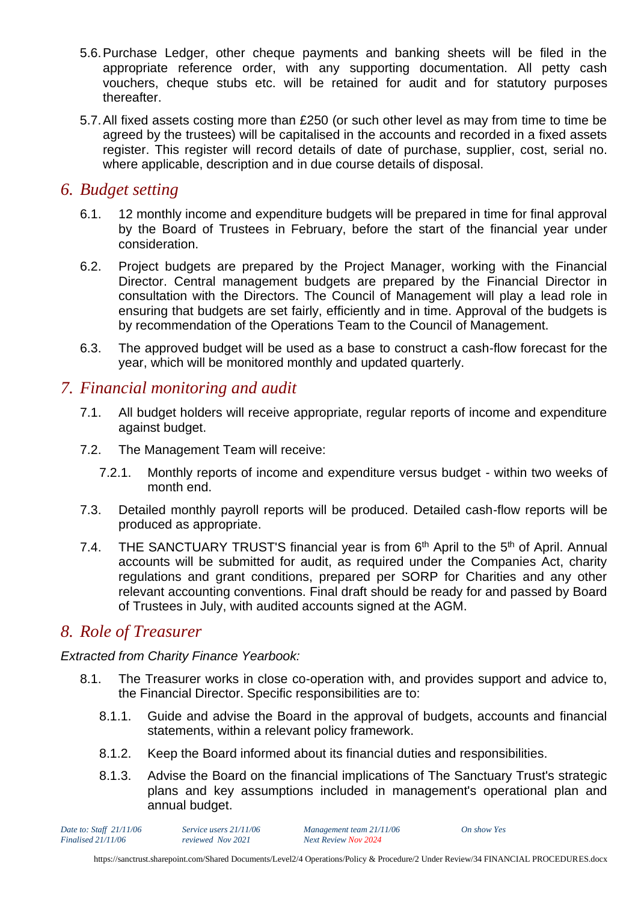5.6. Purchase Ledger, other cheque payments and banking sheets will be filed in the appropriate reference order, with any supporting documentation. All petty cash vouchers, cheque stubs etc. will be retained for audit and for statutory purposes thereafter.

5.7. All fixed assets costing more than £250 (or such other level as may from time to time be agreed by the trustees) will be capitalised in the accounts and recorded in a fixed assets register. This register will record details of date of purchase, supplier, cost, serial no. where applicable, description and in due course details of disposal.

## 6. Budget setting

6.1. 12 monthly income and expenditure budgets will be prepared in time for final approval by the Board of Trustees in February, before the start of the financial year under consideration.

6.2. Project budgets are prepared by the Project Manager, working with the Financial Director. Central management budgets are prepared by the Financial Director in consultation with the Directors. The Council of Management will play a lead role in ensuring that budgets are set fairly, efficiently and in time. Approval of the budgets is by recommendation of the Operations Team to the Council of Management.

6.3. The approved budget will be used as a base to construct a cash-flow forecast for the year, which will be monitored monthly and updated quarterly.

## 7. Financial monitoring and audit

7.1. All budget holders will receive appropriate, regular reports of income and expenditure against budget.

7.2. The Management Team will receive:

7.2.1. Monthly reports of income and expenditure versus budget - within two weeks of month end.

7.3. Detailed monthly payroll reports will be produced. Detailed cash-flow reports will be produced as appropriate.

7.4. THE SANCTUARY TRUST'S financial year is from 6th April to the 5th of April. Annual accounts will be submitted for audit, as required under the Companies Act, charity regulations and grant conditions, prepared per SORP for Charities and any other relevant accounting conventions. Final draft should be ready for and passed by Board of Trustees in July, with audited accounts signed at the AGM.

## 8. Role of Treasurer

*Extracted from Charity Finance Yearbook:*

8.1. The Treasurer works in close co-operation with, and provides support and advice to, the Financial Director. Specific responsibilities are to:

8.1.1. Guide and advise the Board in the approval of budgets, accounts and financial statements, within a relevant policy framework.

8.1.2. Keep the Board informed about its financial duties and responsibilities.

8.1.3. Advise the Board on the financial implications of The Sanctuary Trust's strategic plans and key assumptions included in management's operational plan and annual budget.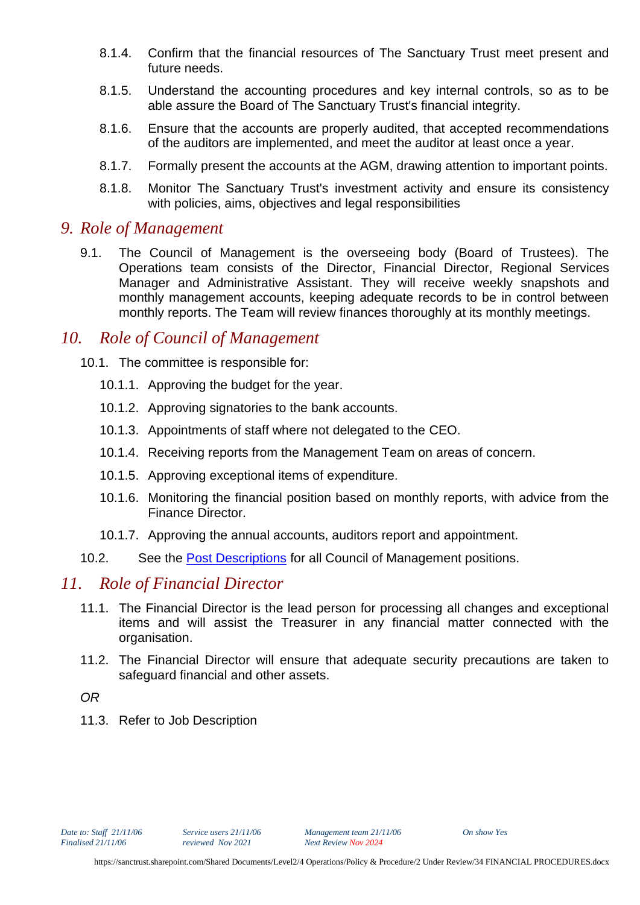8.1.4. Confirm that the financial resources of The Sanctuary Trust meet present and future needs.

8.1.5. Understand the accounting procedures and key internal controls, so as to be able assure the Board of The Sanctuary Trust's financial integrity.

8.1.6. Ensure that the accounts are properly audited, that accepted recommendations of the auditors are implemented, and meet the auditor at least once a year.

8.1.7. Formally present the accounts at the AGM, drawing attention to important points.

8.1.8. Monitor The Sanctuary Trust's investment activity and ensure its consistency with policies, aims, objectives and legal responsibilities

## *9. Role of Management*

9.1. The Council of Management is the overseeing body (Board of Trustees). The Operations team consists of the Director, Financial Director, Regional Services Manager and Administrative Assistant. They will receive weekly snapshots and monthly management accounts, keeping adequate records to be in control between monthly reports. The Team will review finances thoroughly at its monthly meetings.

## *10. Role of Council of Management*

10.1. The committee is responsible for:

10.1.1. Approving the budget for the year.

10.1.2. Approving signatories to the bank accounts.

10.1.3. Appointments of staff where not delegated to the CEO.

10.1.4. Receiving reports from the Management Team on areas of concern.

10.1.5. Approving exceptional items of expenditure.

10.1.6. Monitoring the financial position based on monthly reports, with advice from the Finance Director.

10.1.7. Approving the annual accounts, auditors report and appointment.

10.2. See the [Post Descriptions]() for all Council of Management positions.

## *11. Role of Financial Director*

11.1. The Financial Director is the lead person for processing all changes and exceptional items and will assist the Treasurer in any financial matter connected with the organisation.

11.2. The Financial Director will ensure that adequate security precautions are taken to safeguard financial and other assets.

*OR*

11.3. Refer to Job Description